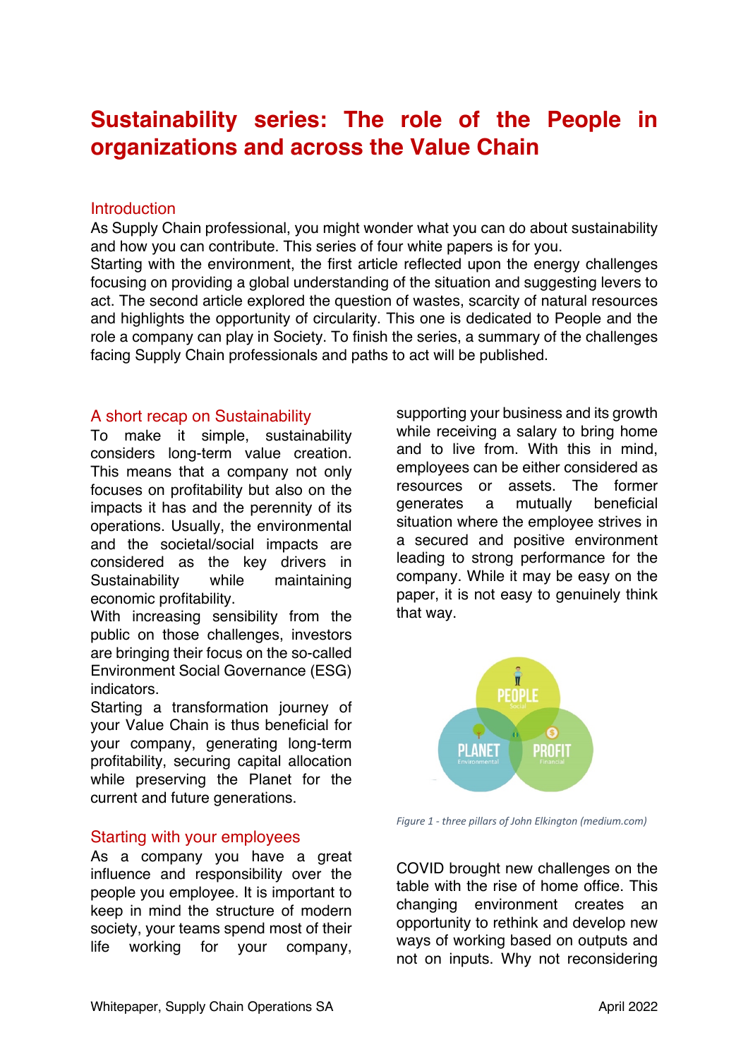# Sustainability series: The role of the People in organizations and across the Value Chain

## Introduction

As Supply Chain professional, you might wonder what you can do about sustainability and how you can contribute. This series of four white papers is for you.
Starting with the environment, the first article reflected upon the energy challenges focusing on providing a global understanding of the situation and suggesting levers to act. The second article explored the question of wastes, scarcity of natural resources and highlights the opportunity of circularity. This one is dedicated to People and the role a company can play in Society. To finish the series, a summary of the challenges facing Supply Chain professionals and paths to act will be published.

## A short recap on Sustainability

To make it simple, sustainability considers long-term value creation. This means that a company not only focuses on profitability but also on the impacts it has and the perennity of its operations. Usually, the environmental and the societal/social impacts are considered as the key drivers in Sustainability while maintaining economic profitability.
With increasing sensibility from the public on those challenges, investors are bringing their focus on the so-called Environment Social Governance (ESG) indicators.
Starting a transformation journey of your Value Chain is thus beneficial for your company, generating long-term profitability, securing capital allocation while preserving the Planet for the current and future generations.

## Starting with your employees

As a company you have a great influence and responsibility over the people you employee. It is important to keep in mind the structure of modern society, your teams spend most of their life working for your company, supporting your business and its growth while receiving a salary to bring home and to live from. With this in mind, employees can be either considered as resources or assets. The former generates a mutually beneficial situation where the employee strives in a secured and positive environment leading to strong performance for the company. While it may be easy on the paper, it is not easy to genuinely think that way.

*Figure 1 - three pillars of John Elkington (medium.com)*

COVID brought new challenges on the table with the rise of home office. This changing environment creates an opportunity to rethink and develop new ways of working based on outputs and not on inputs. Why not reconsidering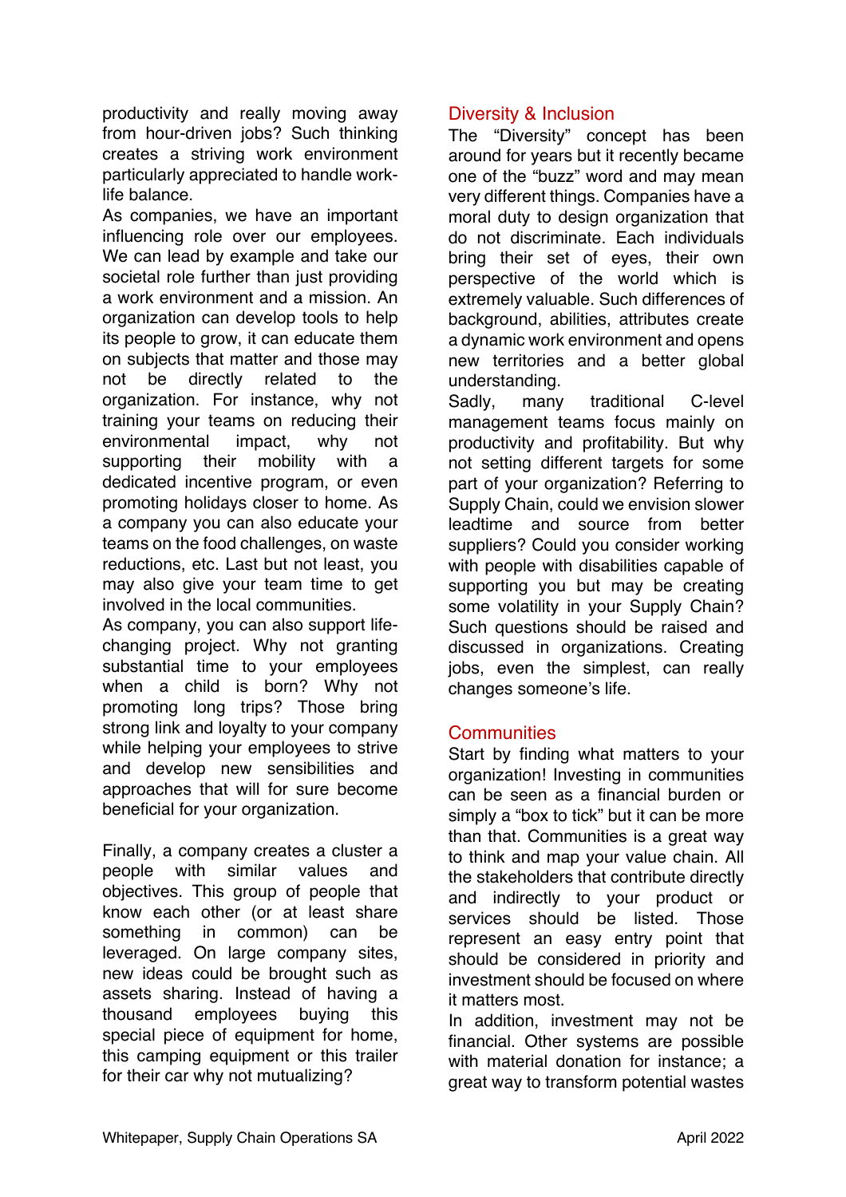productivity and really moving away from hour-driven jobs? Such thinking creates a striving work environment particularly appreciated to handle work-life balance.

As companies, we have an important influencing role over our employees. We can lead by example and take our societal role further than just providing a work environment and a mission. An organization can develop tools to help its people to grow, it can educate them on subjects that matter and those may not be directly related to the organization. For instance, why not training your teams on reducing their environmental impact, why not supporting their mobility with a dedicated incentive program, or even promoting holidays closer to home. As a company you can also educate your teams on the food challenges, on waste reductions, etc. Last but not least, you may also give your team time to get involved in the local communities.

As company, you can also support life-changing project. Why not granting substantial time to your employees when a child is born? Why not promoting long trips? Those bring strong link and loyalty to your company while helping your employees to strive and develop new sensibilities and approaches that will for sure become beneficial for your organization.

Finally, a company creates a cluster a people with similar values and objectives. This group of people that know each other (or at least share something in common) can be leveraged. On large company sites, new ideas could be brought such as assets sharing. Instead of having a thousand employees buying this special piece of equipment for home, this camping equipment or this trailer for their car why not mutualizing?

## Diversity & Inclusion

The "Diversity" concept has been around for years but it recently became one of the "buzz" word and may mean very different things. Companies have a moral duty to design organization that do not discriminate. Each individuals bring their set of eyes, their own perspective of the world which is extremely valuable. Such differences of background, abilities, attributes create a dynamic work environment and opens new territories and a better global understanding.

Sadly, many traditional C-level management teams focus mainly on productivity and profitability. But why not setting different targets for some part of your organization? Referring to Supply Chain, could we envision slower leadtime and source from better suppliers? Could you consider working with people with disabilities capable of supporting you but may be creating some volatility in your Supply Chain? Such questions should be raised and discussed in organizations. Creating jobs, even the simplest, can really changes someone's life.

## Communities

Start by finding what matters to your organization! Investing in communities can be seen as a financial burden or simply a "box to tick" but it can be more than that. Communities is a great way to think and map your value chain. All the stakeholders that contribute directly and indirectly to your product or services should be listed. Those represent an easy entry point that should be considered in priority and investment should be focused on where it matters most.

In addition, investment may not be financial. Other systems are possible with material donation for instance; a great way to transform potential wastes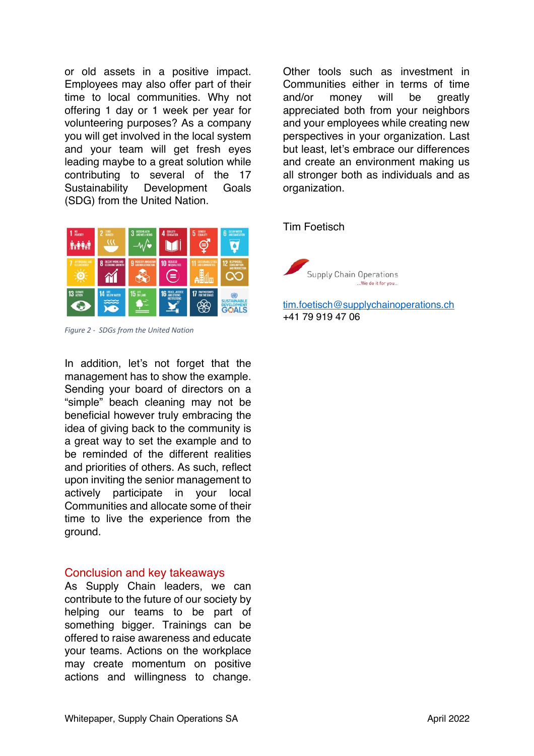or old assets in a positive impact. Employees may also offer part of their time to local communities. Why not offering 1 day or 1 week per year for volunteering purposes? As a company you will get involved in the local system and your team will get fresh eyes leading maybe to a great solution while contributing to several of the 17 Sustainability Development Goals (SDG) from the United Nation.

*Figure 2 - SDGs from the United Nation*

In addition, let's not forget that the management has to show the example. Sending your board of directors on a "simple" beach cleaning may not be beneficial however truly embracing the idea of giving back to the community is a great way to set the example and to be reminded of the different realities and priorities of others. As such, reflect upon inviting the senior management to actively participate in your local Communities and allocate some of their time to live the experience from the ground.

## Conclusion and key takeaways

As Supply Chain leaders, we can contribute to the future of our society by helping our teams to be part of something bigger. Trainings can be offered to raise awareness and educate your teams. Actions on the workplace may create momentum on positive actions and willingness to change.

Other tools such as investment in Communities either in terms of time and/or money will be greatly appreciated both from your neighbors and your employees while creating new perspectives in your organization. Last but least, let's embrace our differences and create an environment making us all stronger both as individuals and as organization.

Tim Foetisch

Supply Chain Operations
...We do it for you...

tim.foetisch@supplychainoperations.ch
+41 79 919 47 06